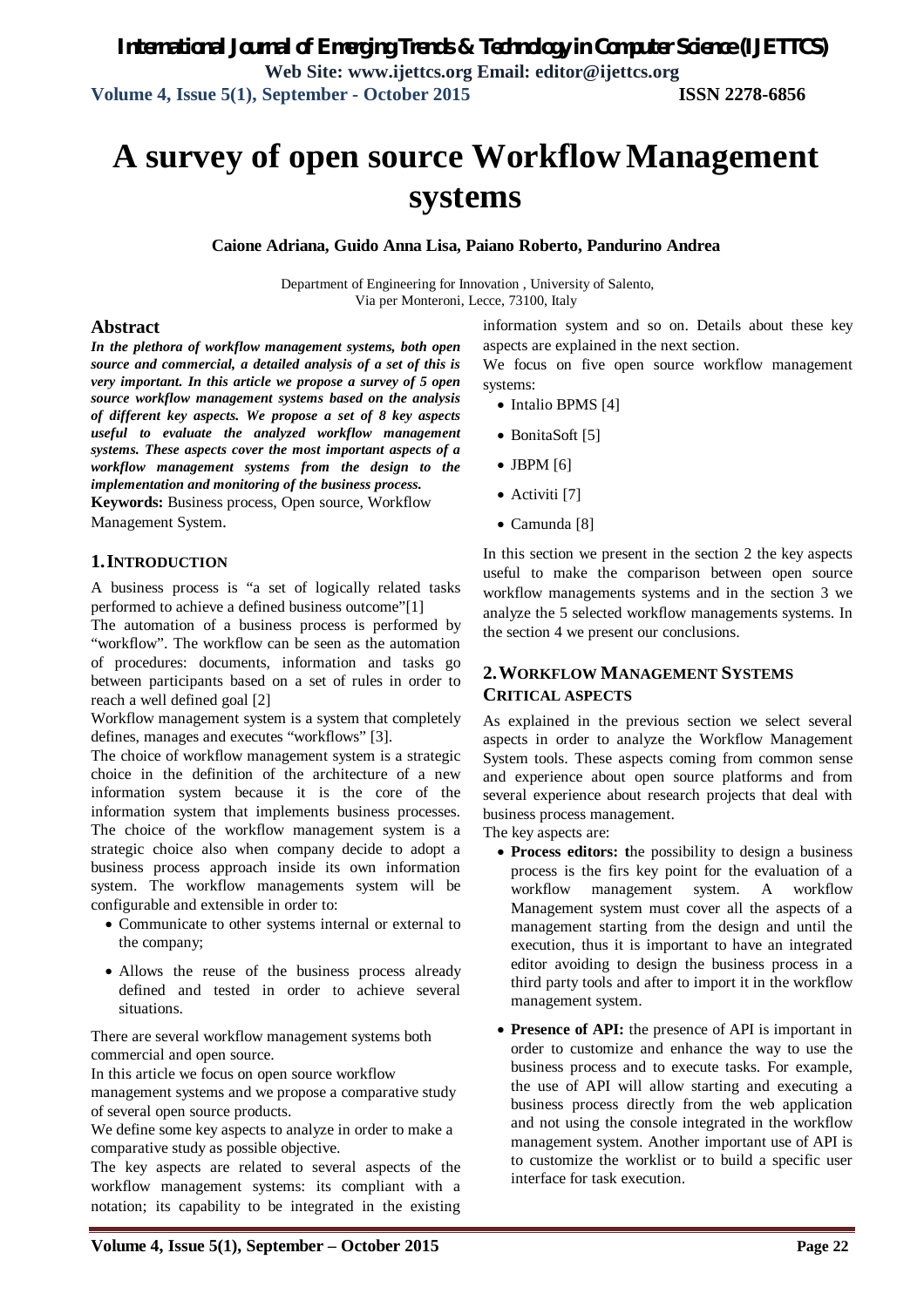# A survey of open source Workflow Management systems

**Caione Adriana, Guido Anna Lisa, Paiano Roberto, Pandurino Andrea**

Department of Engineering for Innovation , University of Salento,
Via per Monteroni, Lecce, 73100, Italy

## Abstract

***In the plethora of workflow management systems, both open source and commercial, a detailed analysis of a set of this is very important. In this article we propose a survey of 5 open source workflow management systems based on the analysis of different key aspects. We propose a set of 8 key aspects useful to evaluate the analyzed workflow management systems. These aspects cover the most important aspects of a workflow management systems from the design to the implementation and monitoring of the business process.***

**Keywords:** Business process, Open source, Workflow Management System.

## 1. INTRODUCTION

A business process is "a set of logically related tasks performed to achieve a defined business outcome"[1]

The automation of a business process is performed by "workflow". The workflow can be seen as the automation of procedures: documents, information and tasks go between participants based on a set of rules in order to reach a well defined goal [2]

Workflow management system is a system that completely defines, manages and executes "workflows" [3].

The choice of workflow management system is a strategic choice in the definition of the architecture of a new information system because it is the core of the information system that implements business processes. The choice of the workflow management system is a strategic choice also when company decide to adopt a business process approach inside its own information system. The workflow managements system will be configurable and extensible in order to:

- Communicate to other systems internal or external to the company;
- Allows the reuse of the business process already defined and tested in order to achieve several situations.

There are several workflow management systems both commercial and open source.

In this article we focus on open source workflow management systems and we propose a comparative study of several open source products.

We define some key aspects to analyze in order to make a comparative study as possible objective.

The key aspects are related to several aspects of the workflow management systems: its compliant with a notation; its capability to be integrated in the existing information system and so on. Details about these key aspects are explained in the next section.

We focus on five open source workflow management systems:

- Intalio BPMS [4]
- BonitaSoft [5]
- JBPM [6]
- Activiti [7]
- Camunda [8]

In this section we present in the section 2 the key aspects useful to make the comparison between open source workflow managements systems and in the section 3 we analyze the 5 selected workflow managements systems. In the section 4 we present our conclusions.

## 2. WORKFLOW MANAGEMENT SYSTEMS CRITICAL ASPECTS

As explained in the previous section we select several aspects in order to analyze the Workflow Management System tools. These aspects coming from common sense and experience about open source platforms and from several experience about research projects that deal with business process management.

The key aspects are:

- **Process editors:** **t**he possibility to design a business process is the firs key point for the evaluation of a workflow management system. A workflow Management system must cover all the aspects of a management starting from the design and until the execution, thus it is important to have an integrated editor avoiding to design the business process in a third party tools and after to import it in the workflow management system.
- **Presence of API:** the presence of API is important in order to customize and enhance the way to use the business process and to execute tasks. For example, the use of API will allow starting and executing a business process directly from the web application and not using the console integrated in the workflow management system. Another important use of API is to customize the worklist or to build a specific user interface for task execution.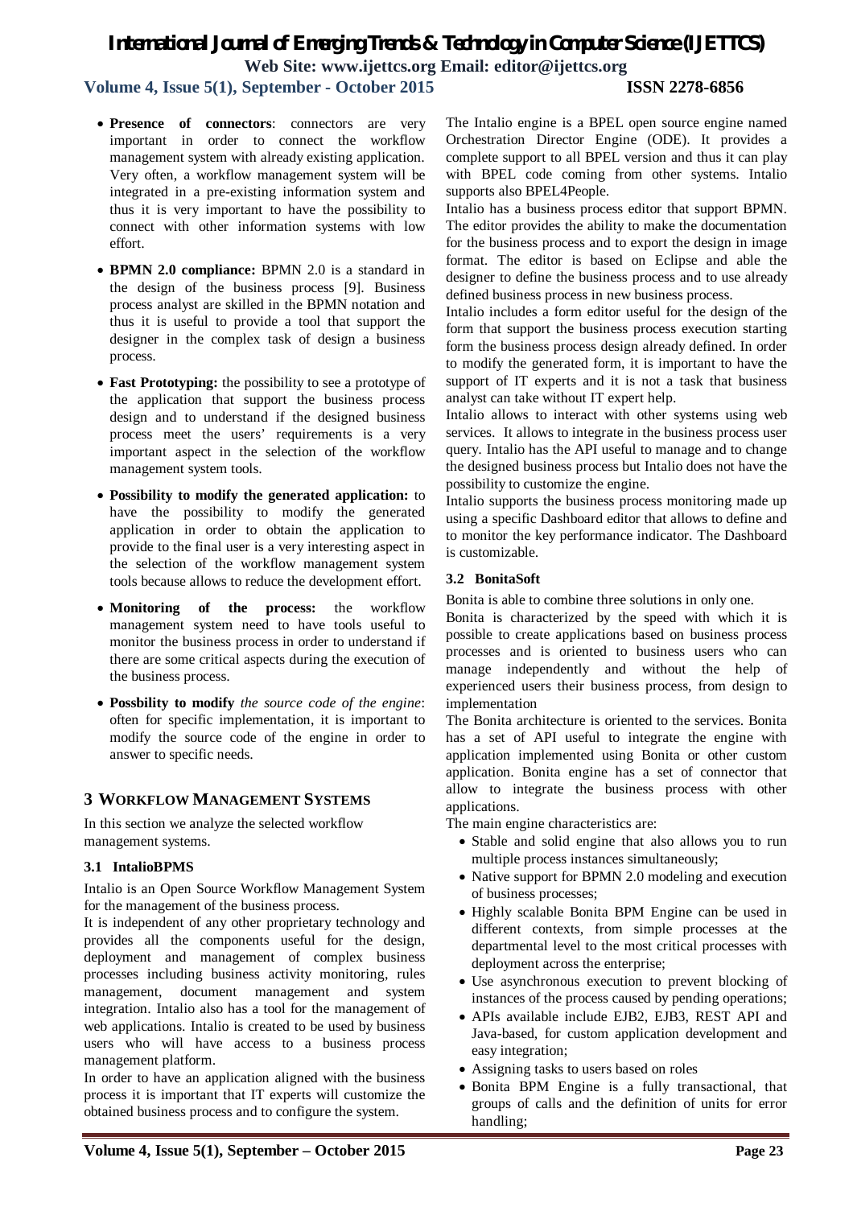- **Presence of connectors**: connectors are very important in order to connect the workflow management system with already existing application. Very often, a workflow management system will be integrated in a pre-existing information system and thus it is very important to have the possibility to connect with other information systems with low effort.
- **BPMN 2.0 compliance:** BPMN 2.0 is a standard in the design of the business process [9]. Business process analyst are skilled in the BPMN notation and thus it is useful to provide a tool that support the designer in the complex task of design a business process.
- **Fast Prototyping:** the possibility to see a prototype of the application that support the business process design and to understand if the designed business process meet the users' requirements is a very important aspect in the selection of the workflow management system tools.
- **Possibility to modify the generated application:** to have the possibility to modify the generated application in order to obtain the application to provide to the final user is a very interesting aspect in the selection of the workflow management system tools because allows to reduce the development effort.
- **Monitoring of the process:** the workflow management system need to have tools useful to monitor the business process in order to understand if there are some critical aspects during the execution of the business process.
- **Possbility to modify** *the source code of the engine*: often for specific implementation, it is important to modify the source code of the engine in order to answer to specific needs.

## 3 WORKFLOW MANAGEMENT SYSTEMS

In this section we analyze the selected workflow management systems.

### 3.1 IntalioBPMS

Intalio is an Open Source Workflow Management System for the management of the business process.

It is independent of any other proprietary technology and provides all the components useful for the design, deployment and management of complex business processes including business activity monitoring, rules management, document management and system integration. Intalio also has a tool for the management of web applications. Intalio is created to be used by business users who will have access to a business process management platform.

In order to have an application aligned with the business process it is important that IT experts will customize the obtained business process and to configure the system.

The Intalio engine is a BPEL open source engine named Orchestration Director Engine (ODE). It provides a complete support to all BPEL version and thus it can play with BPEL code coming from other systems. Intalio supports also BPEL4People.

Intalio has a business process editor that support BPMN. The editor provides the ability to make the documentation for the business process and to export the design in image format. The editor is based on Eclipse and able the designer to define the business process and to use already defined business process in new business process.

Intalio includes a form editor useful for the design of the form that support the business process execution starting form the business process design already defined. In order to modify the generated form, it is important to have the support of IT experts and it is not a task that business analyst can take without IT expert help.

Intalio allows to interact with other systems using web services. It allows to integrate in the business process user query. Intalio has the API useful to manage and to change the designed business process but Intalio does not have the possibility to customize the engine.

Intalio supports the business process monitoring made up using a specific Dashboard editor that allows to define and to monitor the key performance indicator. The Dashboard is customizable.

### 3.2 BonitaSoft

Bonita is able to combine three solutions in only one.

Bonita is characterized by the speed with which it is possible to create applications based on business process processes and is oriented to business users who can manage independently and without the help of experienced users their business process, from design to implementation

The Bonita architecture is oriented to the services. Bonita has a set of API useful to integrate the engine with application implemented using Bonita or other custom application. Bonita engine has a set of connector that allow to integrate the business process with other applications.

The main engine characteristics are:

- Stable and solid engine that also allows you to run multiple process instances simultaneously;
- Native support for BPMN 2.0 modeling and execution of business processes;
- Highly scalable Bonita BPM Engine can be used in different contexts, from simple processes at the departmental level to the most critical processes with deployment across the enterprise;
- Use asynchronous execution to prevent blocking of instances of the process caused by pending operations;
- APIs available include EJB2, EJB3, REST API and Java-based, for custom application development and easy integration;
- Assigning tasks to users based on roles
- Bonita BPM Engine is a fully transactional, that groups of calls and the definition of units for error handling;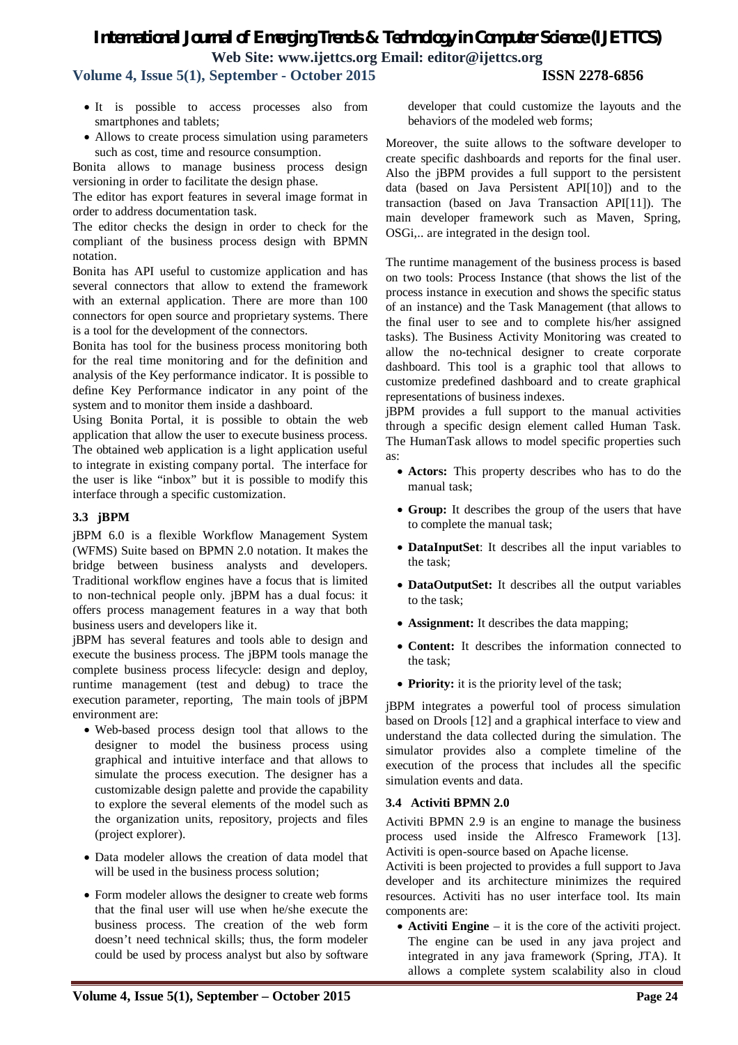- It is possible to access processes also from smartphones and tablets;
- Allows to create process simulation using parameters such as cost, time and resource consumption.

Bonita allows to manage business process design versioning in order to facilitate the design phase.

The editor has export features in several image format in order to address documentation task.

The editor checks the design in order to check for the compliant of the business process design with BPMN notation.

Bonita has API useful to customize application and has several connectors that allow to extend the framework with an external application. There are more than 100 connectors for open source and proprietary systems. There is a tool for the development of the connectors.

Bonita has tool for the business process monitoring both for the real time monitoring and for the definition and analysis of the Key performance indicator. It is possible to define Key Performance indicator in any point of the system and to monitor them inside a dashboard.

Using Bonita Portal, it is possible to obtain the web application that allow the user to execute business process. The obtained web application is a light application useful to integrate in existing company portal. The interface for the user is like "inbox" but it is possible to modify this interface through a specific customization.

### 3.3 jBPM

jBPM 6.0 is a flexible Workflow Management System (WFMS) Suite based on BPMN 2.0 notation. It makes the bridge between business analysts and developers. Traditional workflow engines have a focus that is limited to non-technical people only. jBPM has a dual focus: it offers process management features in a way that both business users and developers like it.

jBPM has several features and tools able to design and execute the business process. The jBPM tools manage the complete business process lifecycle: design and deploy, runtime management (test and debug) to trace the execution parameter, reporting, The main tools of jBPM environment are:

- Web-based process design tool that allows to the designer to model the business process using graphical and intuitive interface and that allows to simulate the process execution. The designer has a customizable design palette and provide the capability to explore the several elements of the model such as the organization units, repository, projects and files (project explorer).
- Data modeler allows the creation of data model that will be used in the business process solution;
- Form modeler allows the designer to create web forms that the final user will use when he/she execute the business process. The creation of the web form doesn't need technical skills; thus, the form modeler could be used by process analyst but also by software developer that could customize the layouts and the behaviors of the modeled web forms;

Moreover, the suite allows to the software developer to create specific dashboards and the reports for the final user. Also the jBPM provides a full support to the persistent data (based on Java Persistent API[10]) and to the transaction (based on Java Transaction API[11]). The main developer framework such as Maven, Spring, OSGi,.. are integrated in the design tool.

The runtime management of the business process is based on two tools: Process Instance (that shows the list of the process instance in execution and shows the specific status of an instance) and the Task Management (that allows to the final user to see and to complete his/her assigned tasks). The Business Activity Monitoring was created to allow the no-technical designer to create corporate dashboard. This tool is a graphic tool that allows to customize predefined dashboard and to create graphical representations of business indexes.

jBPM provides a full support to the manual activities through a specific design element called Human Task. The HumanTask allows to model specific properties such as:

- **Actors:** This property describes who has to do the manual task;
- **Group:** It describes the group of the users that have to complete the manual task;
- **DataInputSet**: It describes all the input variables to the task;
- **DataOutputSet:** It describes all the output variables to the task;
- **Assignment:** It describes the data mapping;
- **Content:** It describes the information connected to the task;
- **Priority:** it is the priority level of the task;

jBPM integrates a powerful tool of process simulation based on Drools [12] and a graphical interface to view and understand the data collected during the simulation. The simulator provides also a complete timeline of the execution of the process that includes all the specific simulation events and data.

### 3.4 Activiti BPMN 2.0

Activiti BPMN 2.9 is an engine to manage the business process used inside the Alfresco Framework [13]. Activiti is open-source based on Apache license.

Activiti is been projected to provides a full support to Java developer and its architecture minimizes the required resources. Activiti has no user interface tool. Its main components are:

- **Activiti Engine** – it is the core of the activiti project. The engine can be used in any java project and integrated in any java framework (Spring, JTA). It allows a complete system scalability also in cloud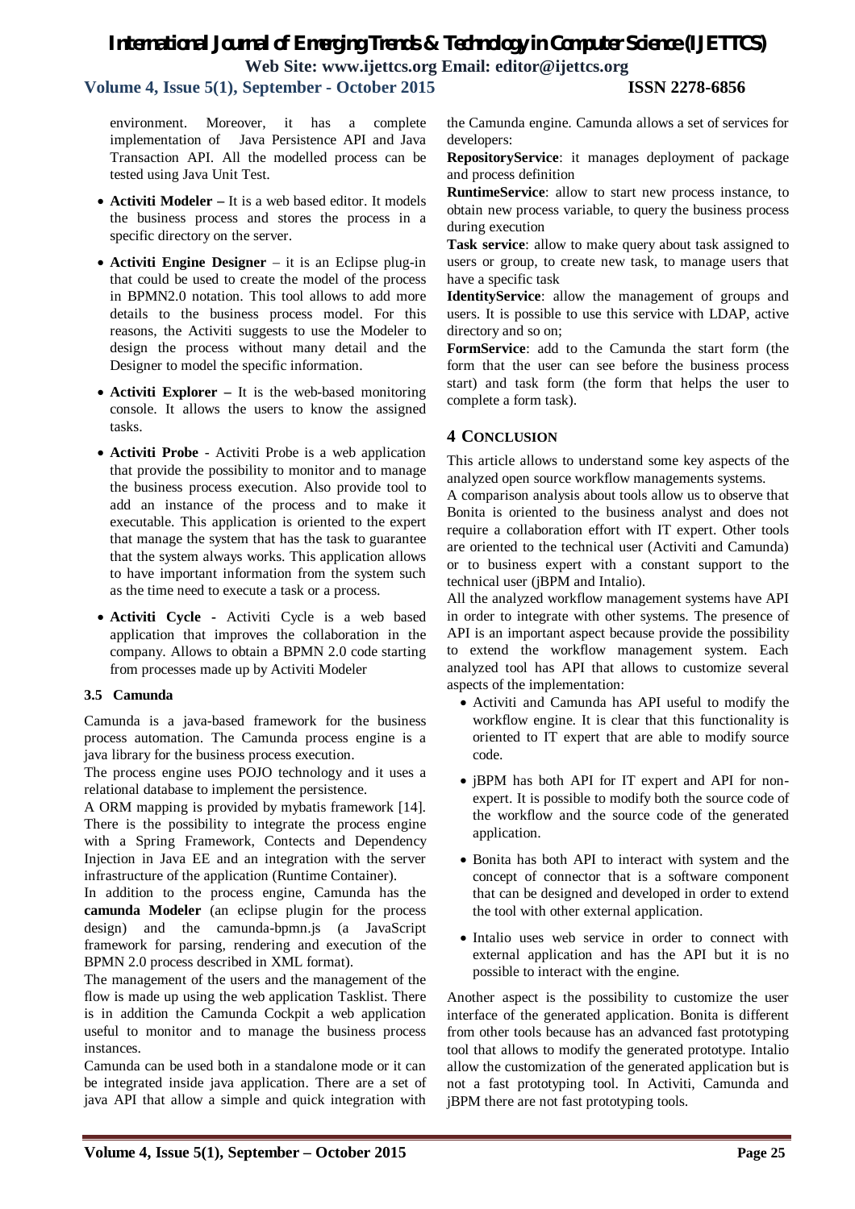environment. Moreover, it has a complete implementation of Java Persistence API and Java Transaction API. All the modelled process can be tested using Java Unit Test.

- **Activiti Modeler –** It is a web based editor. It models the business process and stores the process in a specific directory on the server.
- **Activiti Engine Designer** – it is an Eclipse plug-in that could be used to create the model of the process in BPMN2.0 notation. This tool allows to add more details to the business process model. For this reasons, the Activiti suggests to use the Modeler to design the process without many detail and the Designer to model the specific information.
- **Activiti Explorer –** It is the web-based monitoring console. It allows the users to know the assigned tasks.
- **Activiti Probe** - Activiti Probe is a web application that provide the possibility to monitor and to manage the business process execution. Also provide tool to add an instance of the process and to make it executable. This application is oriented to the expert that manage the system that has the task to guarantee that the system always works. This application allows to have important information from the system such as the time need to execute a task or a process.
- **Activiti Cycle** - Activiti Cycle is a web based application that improves the collaboration in the company. Allows to obtain a BPMN 2.0 code starting from processes made up by Activiti Modeler

### 3.5 Camunda

Camunda is a java-based framework for the business process automation. The Camunda process engine is a java library for the business process execution.

The process engine uses POJO technology and it uses a relational database to implement the persistence.

A ORM mapping is provided by mybatis framework [14]. There is the possibility to integrate the process engine with a Spring Framework, Contests and Dependency Injection in Java EE and an integration with the server infrastructure of the application (Runtime Container).

In addition to the process engine, Camunda has the **camunda Modeler** (an eclipse plugin for the process design) and the camunda-bpmn.js (a JavaScript framework for parsing, rendering and execution of the BPMN 2.0 process described in XML format).

The management of the users and the management of the flow is made up using the web application Tasklist. There is in addition the Camunda Cockpit a web application useful to monitor and to manage the business process instances.

Camunda can be used both in a standalone mode or it can be integrated inside java application. There are a set of java API that allow a simple and quick integration with the Camunda engine. Camunda allows a set of services for developers:

**RepositoryService**: it manages deployment of package and process definition

**RuntimeService**: allow to start new process instance, to obtain new process variable, to query the business process during execution

**Task service**: allow to make query about task assigned to users or group, to create new task, to manage users that have a specific task

**IdentityService**: allow the management of groups and users. It is possible to use this service with LDAP, active directory and so on;

**FormService**: add to the Camunda the start form (the form that the user can see before the business process start) and task form (the form that helps the user to complete a form task).

## 4 Conclusion

This article allows to understand some key aspects of the analyzed open source workflow managements systems.

A comparison analysis about tools allow us to observe that Bonita is oriented to the business analyst and does not require a collaboration effort with IT expert. Other tools are oriented to the technical user (Activiti and Camunda) or to business expert with a constant support to the technical user (jBPM and Intalio).

All the analyzed workflow management systems have API in order to integrate with other systems. The presence of API is an important aspect because provide the possibility to extend the workflow management system. Each analyzed tool has API that allows to customize several aspects of the implementation:

- Activiti and Camunda has API useful to modify the workflow engine. It is clear that this functionality is oriented to IT expert that are able to modify source code.
- jBPM has both API for IT expert and API for non-expert. It is possible to modify both the source code of the workflow and the source code of the generated application.
- Bonita has both API to interact with system and the concept of connector that is a software component that can be designed and developed in order to extend the tool with other external application.
- Intalio uses web service in order to connect with external application and has the API but it is no possible to interact with the engine.

Another aspect is the possibility to customize the user interface of the generated application. Bonita is different from other tools because has an advanced fast prototyping tool that allows to modify the generated prototype. Intalio allow the customization of the generated application but is not a fast prototyping tool. In Activiti, Camunda and jBPM there are not fast prototyping tools.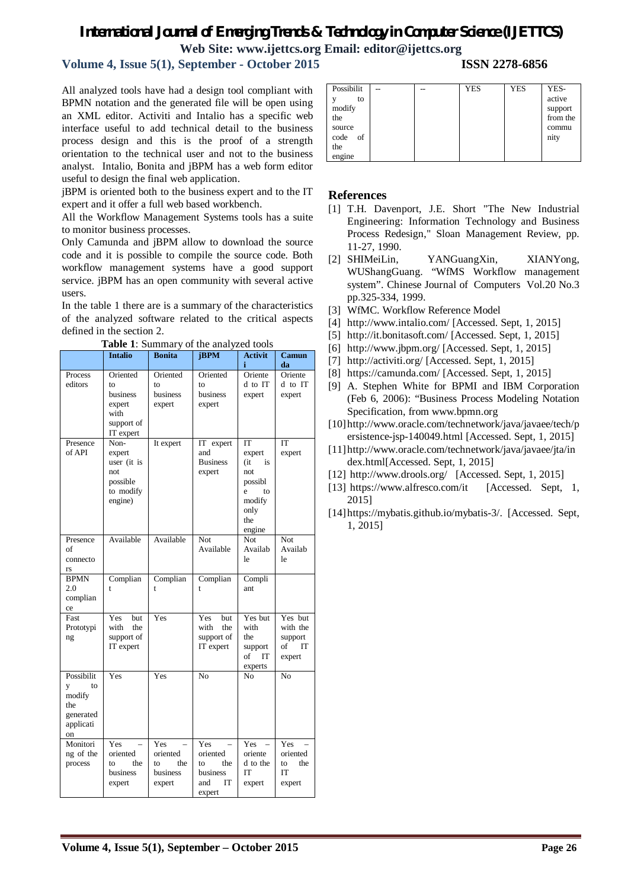All analyzed tools have had a design tool compliant with BPMN notation and the generated file will be open using an XML editor. Activiti and Intalio has a specific web interface useful to add technical detail to the business process design and this is the proof of a strength orientation to the technical user and not to the business analyst. Intalio, Bonita and jBPM has a web form editor useful to design the final web application.

jBPM is oriented both to the business expert and to the IT expert and it offer a full web based workbench.

All the Workflow Management Systems tools has a suite to monitor business processes.

Only Camunda and jBPM allow to download the source code and it is possible to compile the source code. Both workflow management systems have a good support service. jBPM has an open community with several active users.

In the table 1 there are is a summary of the characteristics of the analyzed software related to the critical aspects defined in the section 2.

**Table 1**: Summary of the analyzed tools

| | **Intalio** | **Bonita** | **jBPM** | **Activiti** | **Camunda** |
|---|---|---|---|---|---|
| Process editors | Oriented to business expert with support of IT expert | Oriented to business expert | Oriented to business expert | Oriented to IT expert | Oriented to IT expert |
| Presence of API | Non-expert user (it is not possible to modify engine) | It expert | IT expert and Business expert | IT expert (it is not possible to modify only the engine | IT expert |
| Presence of connectors | Available | Available | Not Available | Not Available | Not Available |
| BPMN 2.0 compliance | Compliant | Compliant | Compliant | Compliant | |
| Fast Prototyping | Yes but with the support of IT expert | Yes | Yes but with the support of IT expert | Yes but with the support of IT experts | Yes but with the support of IT expert |
| Possibility to modify the generated application | Yes | Yes | No | No | No |
| Monitoring of the process | Yes – oriented to the business expert | Yes – oriented to the business expert | Yes – oriented to the business and IT expert | Yes – oriented to the IT expert | Yes – oriented to the IT expert |
| Possibility to modify the source code of the engine | -- | -- | YES | YES | YES- active support from the community |

## References

[1] T.H. Davenport, J.E. Short "The New Industrial Engineering: Information Technology and Business Process Redesign," Sloan Management Review, pp. 11-27, 1990.

[2] SHIMeiLin, YANGuangXin, XIANYong, WUShangGuang. "WfMS Workflow management system". Chinese Journal of Computers Vol.20 No.3 pp.325-334, 1999.

[3] WfMC. Workflow Reference Model

[4] http://www.intalio.com/ [Accessed. Sept, 1, 2015]

[5] http://it.bonitasoft.com/ [Accessed. Sept, 1, 2015]

[6] http://www.jbpm.org/ [Accessed. Sept, 1, 2015]

[7] http://activiti.org/ [Accessed. Sept, 1, 2015]

[8] https://camunda.com/ [Accessed. Sept, 1, 2015]

[9] A. Stephen White for BPMI and IBM Corporation (Feb 6, 2006): "Business Process Modeling Notation Specification, from www.bpmn.org

[10] http://www.oracle.com/technetwork/java/javaee/tech/persistence-jsp-140049.html [Accessed. Sept, 1, 2015]

[11] http://www.oracle.com/technetwork/java/javaee/jta/index.html[Accessed. Sept, 1, 2015]

[12] http://www.drools.org/ [Accessed. Sept, 1, 2015]

[13] https://www.alfresco.com/it [Accessed. Sept, 1, 2015]

[14] https://mybatis.github.io/mybatis-3/. [Accessed. Sept, 1, 2015]